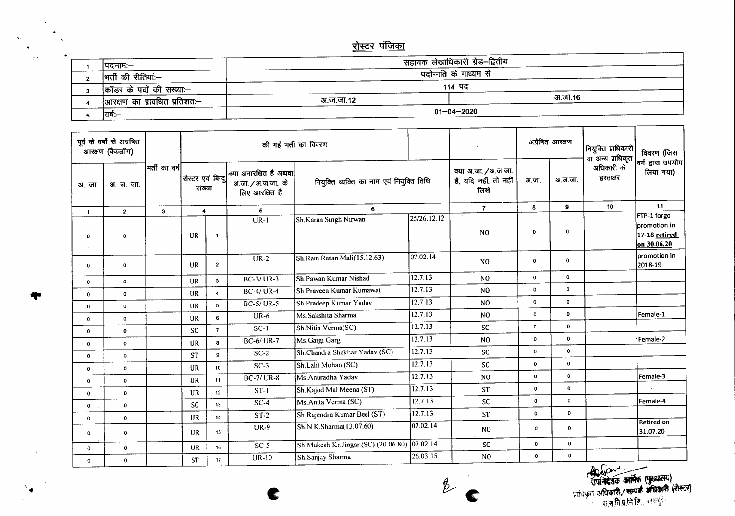# रोस्टर पंजिका

| | | | |
|---|---|---|---|
| 1 | पदनामः– | सहायक लेखाधिकारी ग्रेड–द्वितीय | |
| 2 | भर्ती की रीतियां:– | पदोन्नति के माध्यम से | |
| 3 | कॉडर के पदों की संख्या:– | 114 पद | |
| 4 | आरक्षण का प्रावधित प्रतिशतः– | अ.ज.जा.12 | अ.जा.16 |
| 5 | वर्षः– | 01–04–2020 | |

| पूर्व के वर्षों से अग्रषित आरक्षण (बैकलॉग) | | भर्ती का वर्ष | की गई भर्ती का विवरण | | | | | | अग्रेषित आरक्षण | | नियुक्ति प्राधिकारी या अन्य प्राधिकृत अधिकारी के हस्ताक्षर | विवरण (जिस वर्ग द्वारा उपयोग लिया गया) |
|---|---|---|---|---|---|---|---|---|---|---|---|---|
| अ. जा. | अ. ज. जा. | | रोस्टर एवं बिन्दु संख्या | | क्या अनारक्षित है अथवा अ.जा. / अ.ज.जा. के लिए आरक्षित है | नियुक्ति व्यक्ति का नाम एवं नियुक्ति तिथि | | क्या अ.जा. / अ.ज.जा. है, यदि नहीं, तो नहीं लिखे | अ.जा. | अ.ज.जा. | | |
| 1 | 2 | 3 | 4 | | 5 | 6 | | 7 | 8 | 9 | 10 | 11 |
| 0 | 0 | | UR | 1 | UR-1 | Sh.Karan Singh Nirwan | 25/26.12.12 | NO | 0 | 0 | | FTP-1 forgo promotion in 17-18 **retired on 30.06.20** |
| 0 | 0 | | UR | 2 | UR-2 | Sh.Ram Ratan Mali(15.12.63) | 07.02.14 | NO | 0 | 0 | | promotion in 2018-19 |
| 0 | 0 | | UR | 3 | BC-3/ UR-3 | Sh.Pawan Kumar Nishad | 12.7.13 | NO | 0 | 0 | | |
| 0 | 0 | | UR | 4 | BC-4/ UR-4 | Sh.Praveen Kumar Kumawat | 12.7.13 | NO | 0 | 0 | | |
| 0 | 0 | | UR | 5 | BC-5/ UR-5 | Sh.Pradeep Kumar Yadav | 12.7.13 | NO | 0 | 0 | | |
| 0 | 0 | | UR | 6 | UR-6 | Ms.Sakshita Sharma | 12.7.13 | NO | 0 | 0 | | Female-1 |
| 0 | 0 | | SC | 7 | SC-1 | Sh.Nitin Verma(SC) | 12.7.13 | SC | 0 | 0 | | |
| 0 | 0 | | UR | 8 | BC-6/ UR-7 | Ms.Gargi Garg | 12.7.13 | NO | 0 | 0 | | Female-2 |
| 0 | 0 | | ST | 9 | SC-2 | Sh.Chandra Shekhar Yadav (SC) | 12.7.13 | SC | 0 | 0 | | |
| 0 | 0 | | UR | 10 | SC-3 | Sh.Lalit Mohan (SC) | 12.7.13 | SC | 0 | 0 | | |
| 0 | 0 | | UR | 11 | BC-7/ UR-8 | Ms.Anuradha Yadav | 12.7.13 | NO | 0 | 0 | | Female-3 |
| 0 | 0 | | UR | 12 | ST-1 | Sh.Kajod Mal Meena (ST) | 12.7.13 | ST | 0 | 0 | | |
| 0 | 0 | | SC | 13 | SC-4 | Ms.Anita Verma (SC) | 12.7.13 | SC | 0 | 0 | | Female-4 |
| 0 | 0 | | UR | 14 | ST-2 | Sh.Rajendra Kumar Beel (ST) | 12.7.13 | ST | 0 | 0 | | |
| 0 | 0 | | UR | 15 | UR-9 | Sh.N.K.Sharma(13.07.60) | 07.02.14 | NO | 0 | 0 | | Retired on 31.07.20 |
| 0 | 0 | | UR | 16 | SC-5 | Sh.Mukesh Kr.Jingar (SC) (20.06.80) | 07.02.14 | SC | 0 | 0 | | |
| 0 | 0 | | ST | 17 | UR-10 | Sh.Sanjay Sharma | 26.03.15 | NO | 0 | 0 | | |

उपनिदेशक कार्मिक (मुख्यालय)
प्राधिकृत अधिकारी / सम्पर्क अधिकारी (रोस्टर)
रा.रा.वि.प्र.नि.लि., जयपुर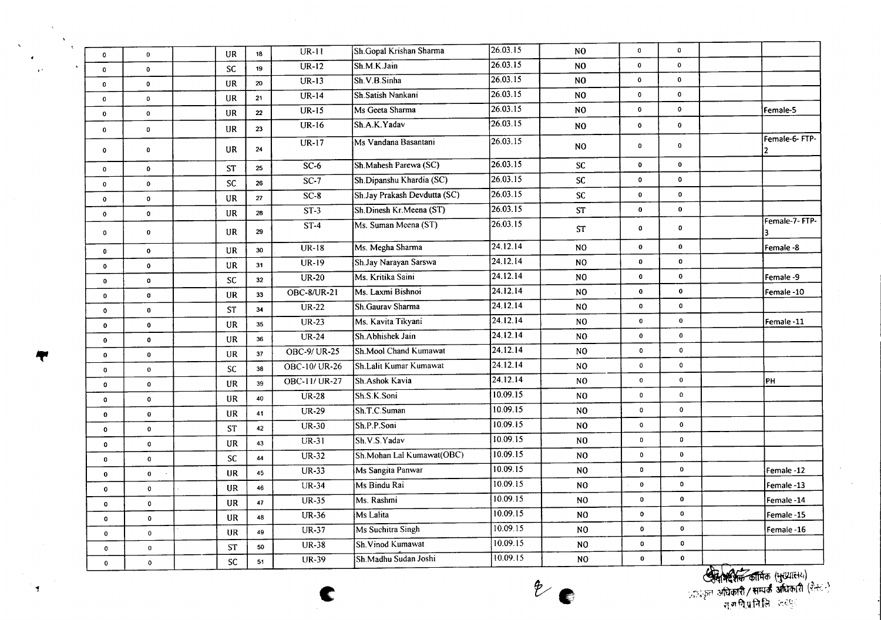| | | | | | | | | | | | | |
|---|---|---|---|---|---|---|---|---|---|---|---|---|
| 0 | 0 | | UR | 18 | UR-11 | Sh.Gopal Krishan Sharma | 26.03.15 | NO | 0 | 0 | | |
| 0 | 0 | | SC | 19 | UR-12 | Sh.M.K.Jain | 26.03.15 | NO | 0 | 0 | | |
| 0 | 0 | | UR | 20 | UR-13 | Sh.V.B.Sinha | 26.03.15 | NO | 0 | 0 | | |
| 0 | 0 | | UR | 21 | UR-14 | Sh.Satish Nankani | 26.03.15 | NO | 0 | 0 | | |
| 0 | 0 | | UR | 22 | UR-15 | Ms Geeta Sharma | 26.03.15 | NO | 0 | 0 | | Female-5 |
| 0 | 0 | | UR | 23 | UR-16 | Sh.A.K.Yadav | 26.03.15 | NO | 0 | 0 | | |
| 0 | 0 | | UR | 24 | UR-17 | Ms Vandana Basantani | 26.03.15 | NO | 0 | 0 | | Female-6- FTP-2 |
| 0 | 0 | | ST | 25 | SC-6 | Sh.Mahesh Parewa (SC) | 26.03.15 | SC | 0 | 0 | | |
| 0 | 0 | | SC | 26 | SC-7 | Sh.Dipanshu Khardia (SC) | 26.03.15 | SC | 0 | 0 | | |
| 0 | 0 | | UR | 27 | SC-8 | Sh.Jay Prakash Devdutta (SC) | 26.03.15 | SC | 0 | 0 | | |
| 0 | 0 | | UR | 28 | ST-3 | Sh.Dinesh Kr.Meena (ST) | 26.03.15 | ST | 0 | 0 | | |
| 0 | 0 | | UR | 29 | ST-4 | Ms. Suman Meena (ST) | 26.03.15 | ST | 0 | 0 | | Female-7- FTP-3 |
| 0 | 0 | | UR | 30 | UR-18 | Ms. Megha Sharma | 24.12.14 | NO | 0 | 0 | | Female -8 |
| 0 | 0 | | UR | 31 | UR-19 | Sh.Jay Narayan Sarswa | 24.12.14 | NO | 0 | 0 | | |
| 0 | 0 | | SC | 32 | UR-20 | Ms. Kritika Saini | 24.12.14 | NO | 0 | 0 | | Female -9 |
| 0 | 0 | | UR | 33 | OBC-8/UR-21 | Ms. Laxmi Bishnoi | 24.12.14 | NO | 0 | 0 | | Female -10 |
| 0 | 0 | | ST | 34 | UR-22 | Sh.Gaurav Sharma | 24.12.14 | NO | 0 | 0 | | |
| 0 | 0 | | UR | 35 | UR-23 | Ms. Kavita Tikyani | 24.12.14 | NO | 0 | 0 | | Female -11 |
| 0 | 0 | | UR | 36 | UR-24 | Sh.Abhishek Jain | 24.12.14 | NO | 0 | 0 | | |
| 0 | 0 | | UR | 37 | OBC-9/ UR-25 | Sh.Mool Chand Kumawat | 24.12.14 | NO | 0 | 0 | | |
| 0 | 0 | | SC | 38 | OBC-10/ UR-26 | Sh.Lalit Kumar Kumawat | 24.12.14 | NO | 0 | 0 | | |
| 0 | 0 | | UR | 39 | OBC-11/ UR-27 | Sh.Ashok Kavia | 24.12.14 | NO | 0 | 0 | | PH |
| 0 | 0 | | UR | 40 | UR-28 | Sh.S.K.Soni | 10.09.15 | NO | 0 | 0 | | |
| 0 | 0 | | UR | 41 | UR-29 | Sh.T.C.Suman | 10.09.15 | NO | 0 | 0 | | |
| 0 | 0 | | ST | 42 | UR-30 | Sh.P.P.Soni | 10.09.15 | NO | 0 | 0 | | |
| 0 | 0 | | UR | 43 | UR-31 | Sh.V.S.Yadav | 10.09.15 | NO | 0 | 0 | | |
| 0 | 0 | | SC | 44 | UR-32 | Sh.Mohan Lal Kumawat(OBC) | 10.09.15 | NO | 0 | 0 | | |
| 0 | 0 | | UR | 45 | UR-33 | Ms Sangita Panwar | 10.09.15 | NO | 0 | 0 | | Female -12 |
| 0 | 0 | | UR | 46 | UR-34 | Ms Bindu Rai | 10.09.15 | NO | 0 | 0 | | Female -13 |
| 0 | 0 | | UR | 47 | UR-35 | Ms. Rashmi | 10.09.15 | NO | 0 | 0 | | Female -14 |
| 0 | 0 | | UR | 48 | UR-36 | Ms Lalita | 10.09.15 | NO | 0 | 0 | | Female -15 |
| 0 | 0 | | UR | 49 | UR-37 | Ms Suchitra Singh | 10.09.15 | NO | 0 | 0 | | Female -16 |
| 0 | 0 | | ST | 50 | UR-38 | Sh.Vinod Kumawat | 10.09.15 | NO | 0 | 0 | | |
| 0 | 0 | | SC | 51 | UR-39 | Sh.Madhu Sudan Joshi | 10.09.15 | NO | 0 | 0 | | |

उप महाप्रबंधक कार्मिक (मुख्यालय)
प्राधिकृत अधिकारी / सम्पर्क अधिकारी (रोस्टर)
रा.रा.वि.प्र.नि.लि. जयपुर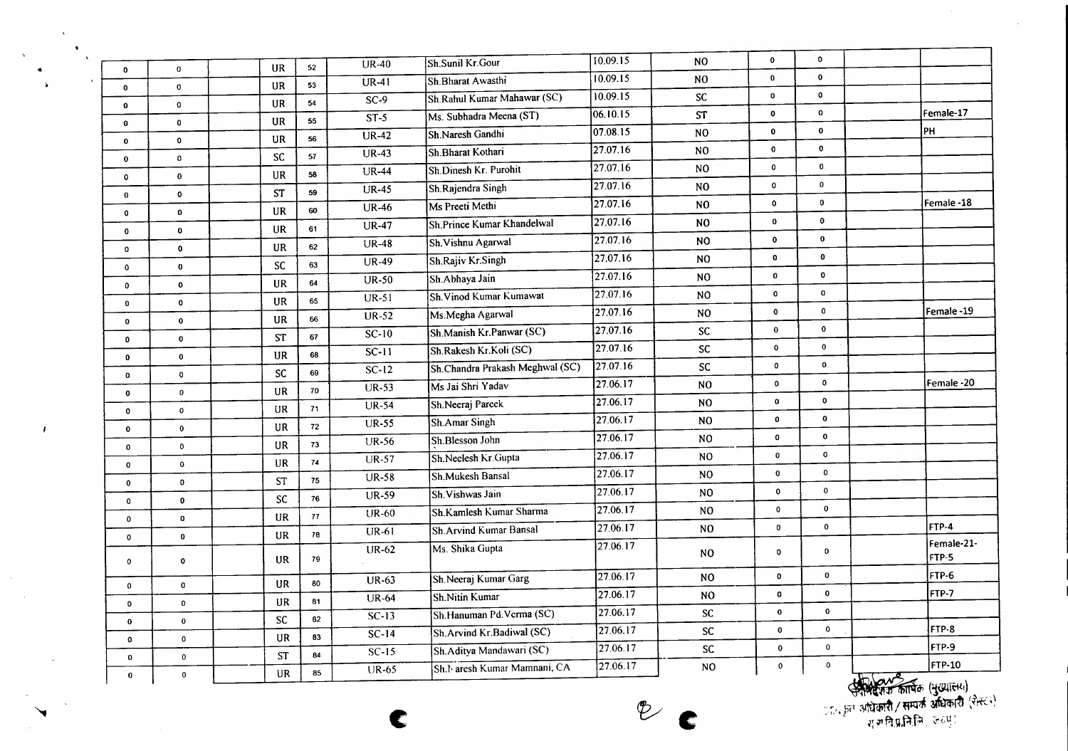| | | | | | | | | | | | | |
|---|---|---|---|---|---|---|---|---|---|---|---|---|
| 0 | 0 | | UR | 52 | UR-40 | Sh.Sunil Kr.Gour | 10.09.15 | NO | 0 | 0 | | |
| 0 | 0 | | UR | 53 | UR-41 | Sh.Bharat Awasthi | 10.09.15 | NO | 0 | 0 | | |
| 0 | 0 | | UR | 54 | SC-9 | Sh.Rahul Kumar Mahawar (SC) | 10.09.15 | SC | 0 | 0 | | |
| 0 | 0 | | UR | 55 | ST-5 | Ms. Subhadra Meena (ST) | 06.10.15 | ST | 0 | 0 | | Female-17 |
| 0 | 0 | | UR | 56 | UR-42 | Sh.Naresh Gandhi | 07.08.15 | NO | 0 | 0 | | PH |
| 0 | 0 | | SC | 57 | UR-43 | Sh.Bharat Kothari | 27.07.16 | NO | 0 | 0 | | |
| 0 | 0 | | UR | 58 | UR-44 | Sh.Dinesh Kr. Purohit | 27.07.16 | NO | 0 | 0 | | |
| 0 | 0 | | ST | 59 | UR-45 | Sh.Rajendra Singh | 27.07.16 | NO | 0 | 0 | | |
| 0 | 0 | | UR | 60 | UR-46 | Ms Preeti Methi | 27.07.16 | NO | 0 | 0 | | Female -18 |
| 0 | 0 | | UR | 61 | UR-47 | Sh.Prince Kumar Khandelwal | 27.07.16 | NO | 0 | 0 | | |
| 0 | 0 | | UR | 62 | UR-48 | Sh.Vishnu Agarwal | 27.07.16 | NO | 0 | 0 | | |
| 0 | 0 | | SC | 63 | UR-49 | Sh.Rajiv Kr.Singh | 27.07.16 | NO | 0 | 0 | | |
| 0 | 0 | | UR | 64 | UR-50 | Sh.Abhaya Jain | 27.07.16 | NO | 0 | 0 | | |
| 0 | 0 | | UR | 65 | UR-51 | Sh.Vinod Kumar Kumawat | 27.07.16 | NO | 0 | 0 | | |
| 0 | 0 | | UR | 66 | UR-52 | Ms.Megha Agarwal | 27.07.16 | NO | 0 | 0 | | Female -19 |
| 0 | 0 | | ST | 67 | SC-10 | Sh.Manish Kr.Panwar (SC) | 27.07.16 | SC | 0 | 0 | | |
| 0 | 0 | | UR | 68 | SC-11 | Sh.Rakesh Kr.Koli (SC) | 27.07.16 | SC | 0 | 0 | | |
| 0 | 0 | | SC | 69 | SC-12 | Sh.Chandra Prakash Meghwal (SC) | 27.07.16 | SC | 0 | 0 | | |
| 0 | 0 | | UR | 70 | UR-53 | Ms Jai Shri Yadav | 27.06.17 | NO | 0 | 0 | | Female -20 |
| 0 | 0 | | UR | 71 | UR-54 | Sh.Neeraj Pareek | 27.06.17 | NO | 0 | 0 | | |
| 0 | 0 | | UR | 72 | UR-55 | Sh.Amar Singh | 27.06.17 | NO | 0 | 0 | | |
| 0 | 0 | | UR | 73 | UR-56 | Sh.Blesson John | 27.06.17 | NO | 0 | 0 | | |
| 0 | 0 | | UR | 74 | UR-57 | Sh.Neelesh Kr.Gupta | 27.06.17 | NO | 0 | 0 | | |
| 0 | 0 | | ST | 75 | UR-58 | Sh.Mukesh Bansal | 27.06.17 | NO | 0 | 0 | | |
| 0 | 0 | | SC | 76 | UR-59 | Sh.Vishwas Jain | 27.06.17 | NO | 0 | 0 | | |
| 0 | 0 | | UR | 77 | UR-60 | Sh.Kamlesh Kumar Sharma | 27.06.17 | NO | 0 | 0 | | |
| 0 | 0 | | UR | 78 | UR-61 | Sh.Arvind Kumar Bansal | 27.06.17 | NO | 0 | 0 | | FTP-4 |
| 0 | 0 | | UR | 79 | UR-62 | Ms. Shika Gupta | 27.06.17 | NO | 0 | 0 | | Female-21-FTP-5 |
| 0 | 0 | | UR | 80 | UR-63 | Sh.Neeraj Kumar Garg | 27.06.17 | NO | 0 | 0 | | FTP-6 |
| 0 | 0 | | UR | 81 | UR-64 | Sh.Nitin Kumar | 27.06.17 | NO | 0 | 0 | | FTP-7 |
| 0 | 0 | | SC | 82 | SC-13 | Sh.Hanuman Pd.Verma (SC) | 27.06.17 | SC | 0 | 0 | | |
| 0 | 0 | | UR | 83 | SC-14 | Sh.Arvind Kr.Badiwal (SC) | 27.06.17 | SC | 0 | 0 | | FTP-8 |
| 0 | 0 | | ST | 84 | SC-15 | Sh.Aditya Mandawari (SC) | 27.06.17 | SC | 0 | 0 | | FTP-9 |
| 0 | 0 | | UR | 85 | UR-65 | Sh.Naresh Kumar Mamnani, CA | 27.06.17 | NO | 0 | 0 | | FTP-10 |

उपनिदेशक कार्मिक (मुख्यालय)
जन सूचना अधिकारी / सम्पर्क अधिकारी (रैस्टर)
रा.रा.वि.प्र.नि.लि. जयपुर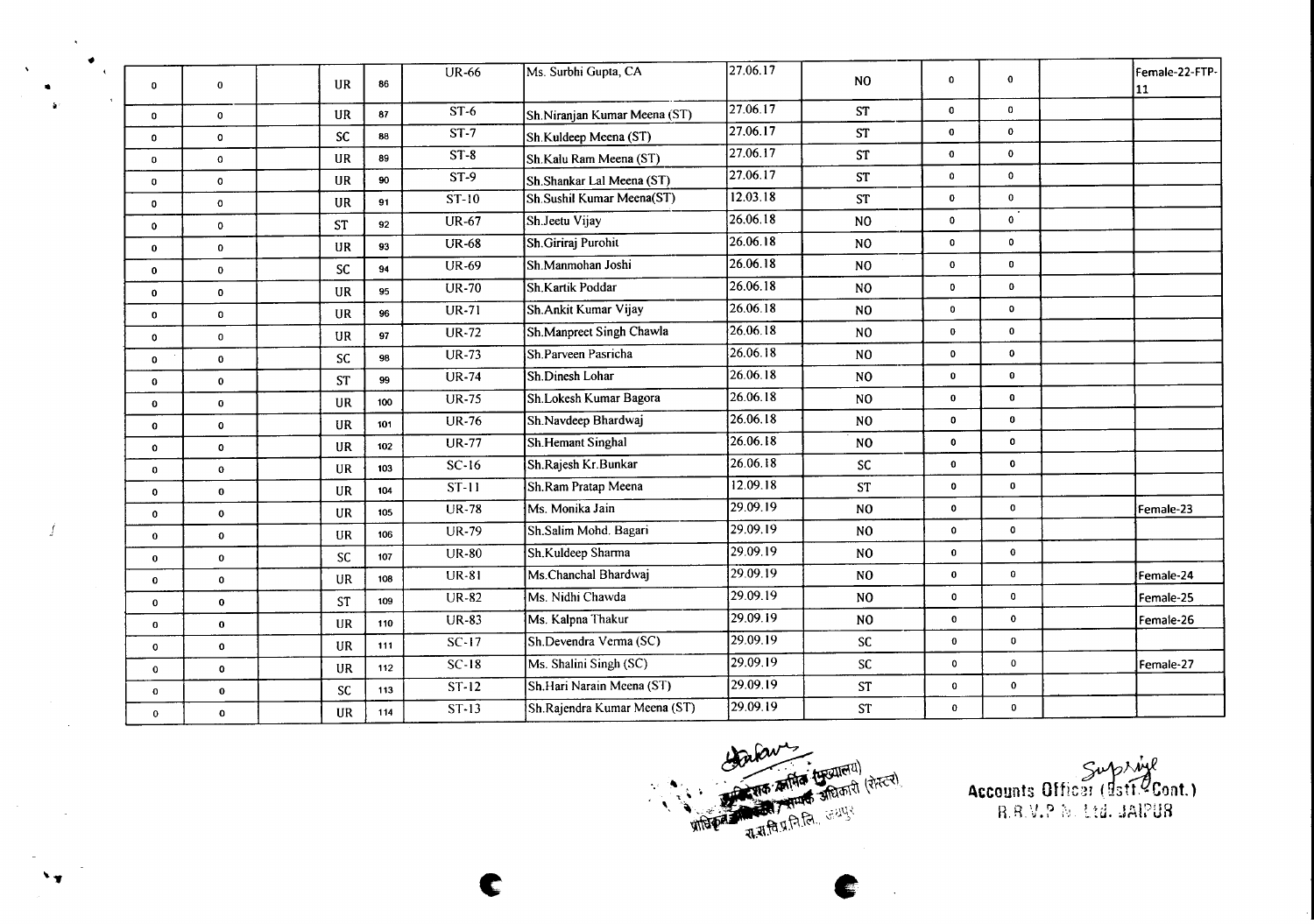| | | | | | | | | | | | | |
|---|---|---|---|---|---|---|---|---|---|---|---|---|
| 0 | 0 | | UR | 86 | UR-66 | Ms. Surbhi Gupta, CA | 27.06.17 | NO | 0 | 0 | | Female-22-FTP-11 |
| 0 | 0 | | UR | 87 | ST-6 | Sh.Niranjan Kumar Meena (ST) | 27.06.17 | ST | 0 | 0 | | |
| 0 | 0 | | SC | 88 | ST-7 | Sh.Kuldeep Meena (ST) | 27.06.17 | ST | 0 | 0 | | |
| 0 | 0 | | UR | 89 | ST-8 | Sh.Kalu Ram Meena (ST) | 27.06.17 | ST | 0 | 0 | | |
| 0 | 0 | | UR | 90 | ST-9 | Sh.Shankar Lal Meena (ST) | 27.06.17 | ST | 0 | 0 | | |
| 0 | 0 | | UR | 91 | ST-10 | Sh.Sushil Kumar Meena(ST) | 12.03.18 | ST | 0 | 0 | | |
| 0 | 0 | | ST | 92 | UR-67 | Sh.Jeetu Vijay | 26.06.18 | NO | 0 | 0 | | |
| 0 | 0 | | UR | 93 | UR-68 | Sh.Giriraj Purohit | 26.06.18 | NO | 0 | 0 | | |
| 0 | 0 | | SC | 94 | UR-69 | Sh.Manmohan Joshi | 26.06.18 | NO | 0 | 0 | | |
| 0 | 0 | | UR | 95 | UR-70 | Sh.Kartik Poddar | 26.06.18 | NO | 0 | 0 | | |
| 0 | 0 | | UR | 96 | UR-71 | Sh.Ankit Kumar Vijay | 26.06.18 | NO | 0 | 0 | | |
| 0 | 0 | | UR | 97 | UR-72 | Sh.Manpreet Singh Chawla | 26.06.18 | NO | 0 | 0 | | |
| 0 | 0 | | SC | 98 | UR-73 | Sh.Parveen Pasricha | 26.06.18 | NO | 0 | 0 | | |
| 0 | 0 | | ST | 99 | UR-74 | Sh.Dinesh Lohar | 26.06.18 | NO | 0 | 0 | | |
| 0 | 0 | | UR | 100 | UR-75 | Sh.Lokesh Kumar Bagora | 26.06.18 | NO | 0 | 0 | | |
| 0 | 0 | | UR | 101 | UR-76 | Sh.Navdeep Bhardwaj | 26.06.18 | NO | 0 | 0 | | |
| 0 | 0 | | UR | 102 | UR-77 | Sh.Hemant Singhal | 26.06.18 | NO | 0 | 0 | | |
| 0 | 0 | | UR | 103 | SC-16 | Sh.Rajesh Kr.Bunkar | 26.06.18 | SC | 0 | 0 | | |
| 0 | 0 | | UR | 104 | ST-11 | Sh.Ram Pratap Meena | 12.09.18 | ST | 0 | 0 | | |
| 0 | 0 | | UR | 105 | UR-78 | Ms. Monika Jain | 29.09.19 | NO | 0 | 0 | | Female-23 |
| 0 | 0 | | UR | 106 | UR-79 | Sh.Salim Mohd. Bagari | 29.09.19 | NO | 0 | 0 | | |
| 0 | 0 | | SC | 107 | UR-80 | Sh.Kuldeep Sharma | 29.09.19 | NO | 0 | 0 | | |
| 0 | 0 | | UR | 108 | UR-81 | Ms.Chanchal Bhardwaj | 29.09.19 | NO | 0 | 0 | | Female-24 |
| 0 | 0 | | ST | 109 | UR-82 | Ms. Nidhi Chawda | 29.09.19 | NO | 0 | 0 | | Female-25 |
| 0 | 0 | | UR | 110 | UR-83 | Ms. Kalpna Thakur | 29.09.19 | NO | 0 | 0 | | Female-26 |
| 0 | 0 | | UR | 111 | SC-17 | Sh.Devendra Verma (SC) | 29.09.19 | SC | 0 | 0 | | |
| 0 | 0 | | UR | 112 | SC-18 | Ms. Shalini Singh (SC) | 29.09.19 | SC | 0 | 0 | | Female-27 |
| 0 | 0 | | SC | 113 | ST-12 | Sh.Hari Narain Meena (ST) | 29.09.19 | ST | 0 | 0 | | |
| 0 | 0 | | UR | 114 | ST-13 | Sh.Rajendra Kumar Meena (ST) | 29.09.19 | ST | 0 | 0 | | |

प्रबंधक कार्मिक (मुख्यालय) / सहायक अधिकारी (स्थापना)
रा.रा.वि.प्र.नि.लि., जयपुर

Accounts Officer (Estt.-Cont.)
R.R.V.P.N. Ltd. JAIPUR